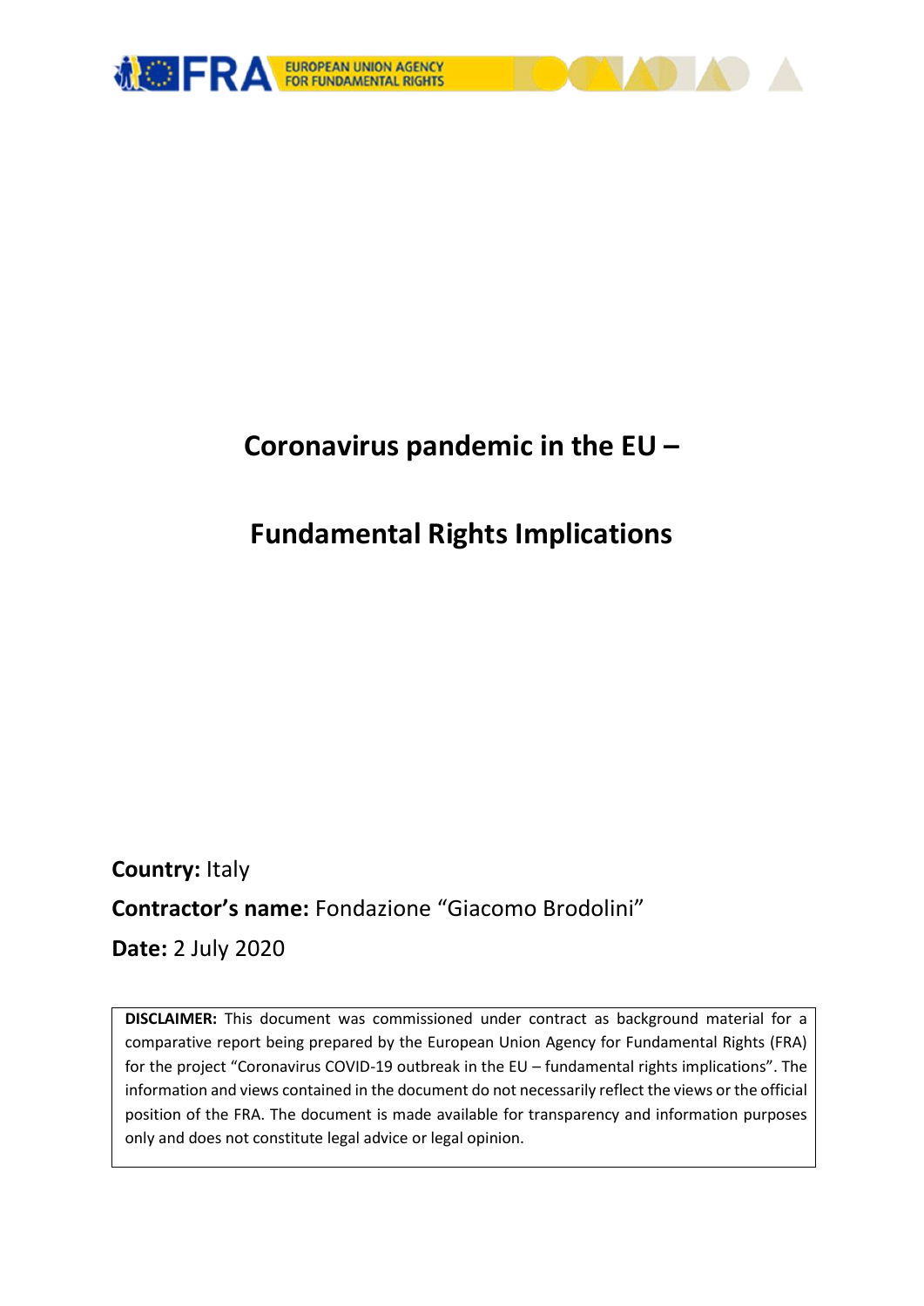# Coronavirus pandemic in the EU –

# Fundamental Rights Implications

**Country:** Italy

**Contractor's name:** Fondazione "Giacomo Brodolini"

**Date:** 2 July 2020

**DISCLAIMER:** This document was commissioned under contract as background material for a comparative report being prepared by the European Union Agency for Fundamental Rights (FRA) for the project "Coronavirus COVID-19 outbreak in the EU – fundamental rights implications". The information and views contained in the document do not necessarily reflect the views or the official position of the FRA. The document is made available for transparency and information purposes only and does not constitute legal advice or legal opinion.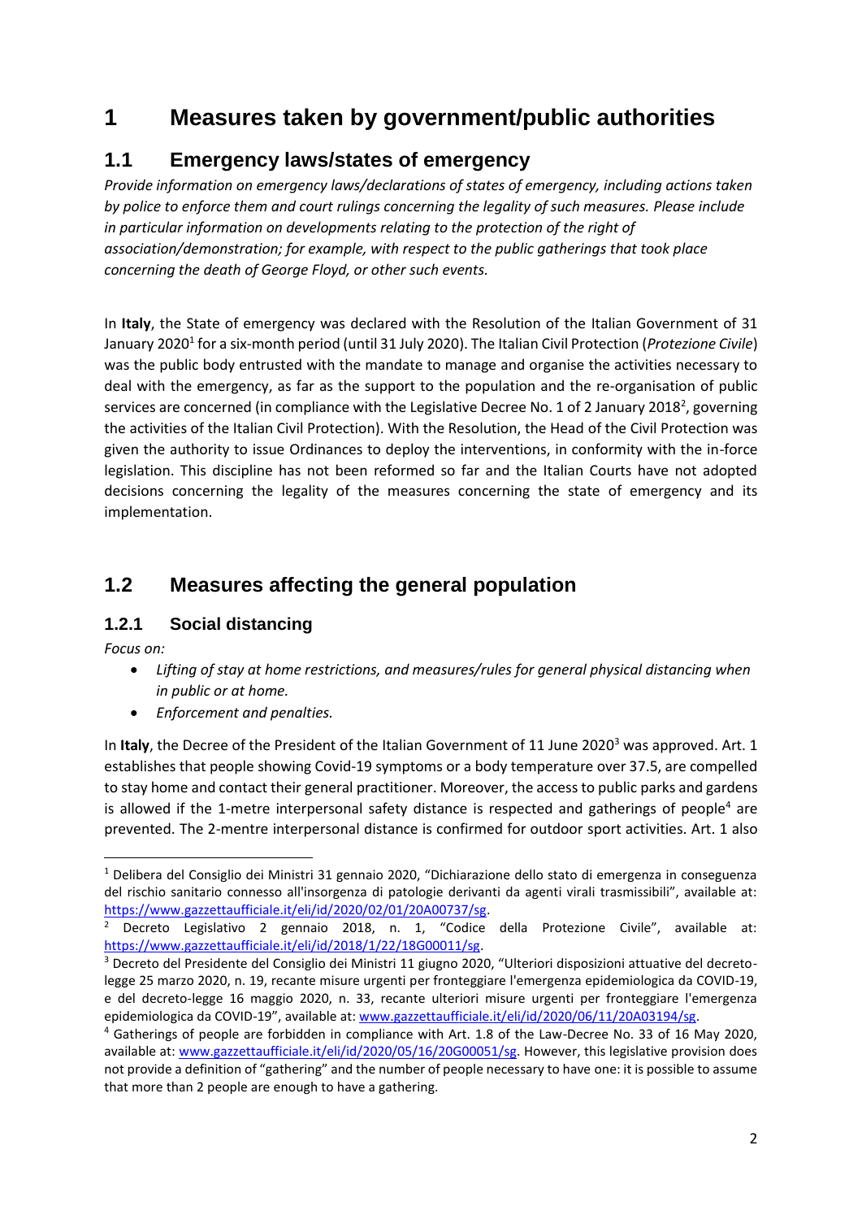# 1 Measures taken by government/public authorities

## 1.1 Emergency laws/states of emergency

*Provide information on emergency laws/declarations of states of emergency, including actions taken by police to enforce them and court rulings concerning the legality of such measures. Please include in particular information on developments relating to the protection of the right of association/demonstration; for example, with respect to the public gatherings that took place concerning the death of George Floyd, or other such events.*

In **Italy**, the State of emergency was declared with the Resolution of the Italian Government of 31 January 2020[1] for a six-month period (until 31 July 2020). The Italian Civil Protection (*Protezione Civile*) was the public body entrusted with the mandate to manage and organise the activities necessary to deal with the emergency, as far as the support to the population and the re-organisation of public services are concerned (in compliance with the Legislative Decree No. 1 of 2 January 2018[2], governing the activities of the Italian Civil Protection). With the Resolution, the Head of the Civil Protection was given the authority to issue Ordinances to deploy the interventions, in conformity with the in-force legislation. This discipline has not been reformed so far and the Italian Courts have not adopted decisions concerning the legality of the measures concerning the state of emergency and its implementation.

## 1.2 Measures affecting the general population

### 1.2.1 Social distancing

*Focus on:*

- *Lifting of stay at home restrictions, and measures/rules for general physical distancing when in public or at home.*
- *Enforcement and penalties.*

In **Italy**, the Decree of the President of the Italian Government of 11 June 2020[3] was approved. Art. 1 establishes that people showing Covid-19 symptoms or a body temperature over 37.5, are compelled to stay home and contact their general practitioner. Moreover, the access to public parks and gardens is allowed if the 1-metre interpersonal safety distance is respected and gatherings of people[4] are prevented. The 2-mentre interpersonal distance is confirmed for outdoor sport activities. Art. 1 also

---

[1] Delibera del Consiglio dei Ministri 31 gennaio 2020, "Dichiarazione dello stato di emergenza in conseguenza del rischio sanitario connesso all'insorgenza di patologie derivanti da agenti virali trasmissibili", available at: https://www.gazzettaufficiale.it/eli/id/2020/02/01/20A00737/sg.

[2] Decreto Legislativo 2 gennaio 2018, n. 1, "Codice della Protezione Civile", available at: https://www.gazzettaufficiale.it/eli/id/2018/1/22/18G00011/sg.

[3] Decreto del Presidente del Consiglio dei Ministri 11 giugno 2020, "Ulteriori disposizioni attuative del decreto-legge 25 marzo 2020, n. 19, recante misure urgenti per fronteggiare l'emergenza epidemiologica da COVID-19, e del decreto-legge 16 maggio 2020, n. 33, recante ulteriori misure urgenti per fronteggiare l'emergenza epidemiologica da COVID-19", available at: www.gazzettaufficiale.it/eli/id/2020/06/11/20A03194/sg.

[4] Gatherings of people are forbidden in compliance with Art. 1.8 of the Law-Decree No. 33 of 16 May 2020, available at: www.gazzettaufficiale.it/eli/id/2020/05/16/20G00051/sg. However, this legislative provision does not provide a definition of "gathering" and the number of people necessary to have one: it is possible to assume that more than 2 people are enough to have a gathering.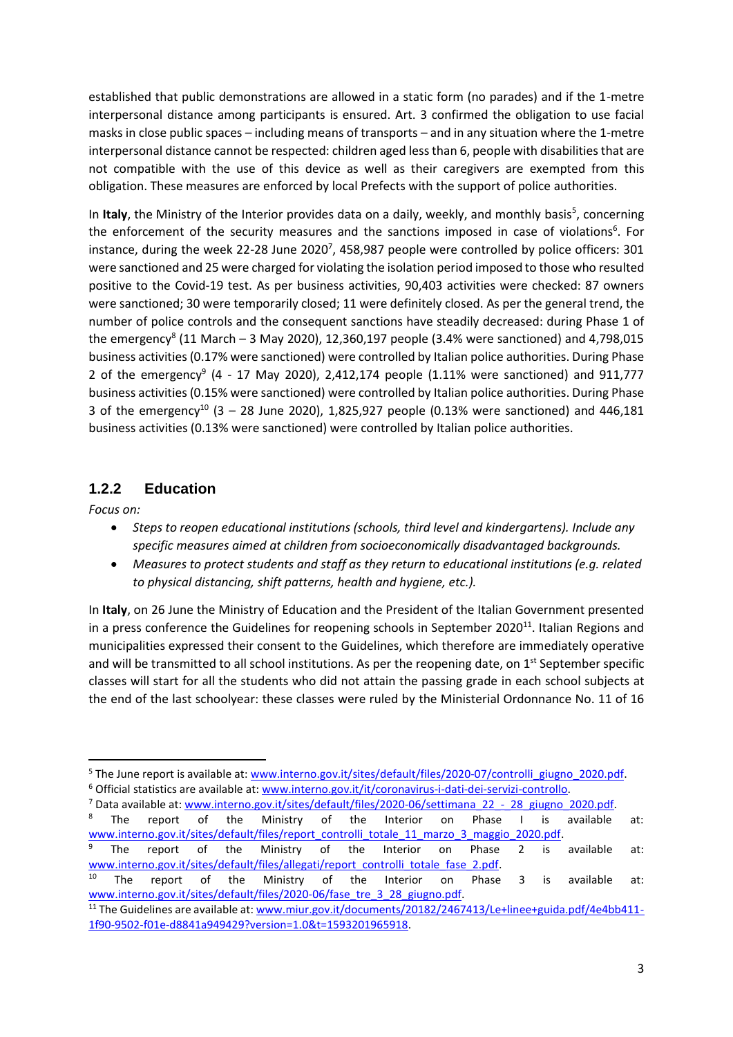established that public demonstrations are allowed in a static form (no parades) and if the 1-metre interpersonal distance among participants is ensured. Art. 3 confirmed the obligation to use facial masks in close public spaces – including means of transports – and in any situation where the 1-metre interpersonal distance cannot be respected: children aged less than 6, people with disabilities that are not compatible with the use of this device as well as their caregivers are exempted from this obligation. These measures are enforced by local Prefects with the support of police authorities.

In **Italy**, the Ministry of the Interior provides data on a daily, weekly, and monthly basis[5], concerning the enforcement of the security measures and the sanctions imposed in case of violations[6]. For instance, during the week 22-28 June 2020[7], 458,987 people were controlled by police officers: 301 were sanctioned and 25 were charged for violating the isolation period imposed to those who resulted positive to the Covid-19 test. As per business activities, 90,403 activities were checked: 87 owners were sanctioned; 30 were temporarily closed; 11 were definitely closed. As per the general trend, the number of police controls and the consequent sanctions have steadily decreased: during Phase 1 of the emergency[8] (11 March – 3 May 2020), 12,360,197 people (3.4% were sanctioned) and 4,798,015 business activities (0.17% were sanctioned) were controlled by Italian police authorities. During Phase 2 of the emergency[9] (4 - 17 May 2020), 2,412,174 people (1.11% were sanctioned) and 911,777 business activities (0.15% were sanctioned) were controlled by Italian police authorities. During Phase 3 of the emergency[10] (3 – 28 June 2020), 1,825,927 people (0.13% were sanctioned) and 446,181 business activities (0.13% were sanctioned) were controlled by Italian police authorities.

### 1.2.2 Education

*Focus on:*

- *Steps to reopen educational institutions (schools, third level and kindergartens). Include any specific measures aimed at children from socioeconomically disadvantaged backgrounds.*
- *Measures to protect students and staff as they return to educational institutions (e.g. related to physical distancing, shift patterns, health and hygiene, etc.).*

In **Italy**, on 26 June the Ministry of Education and the President of the Italian Government presented in a press conference the Guidelines for reopening schools in September 2020[11]. Italian Regions and municipalities expressed their consent to the Guidelines, which therefore are immediately operative and will be transmitted to all school institutions. As per the reopening date, on 1st September specific classes will start for all the students who did not attain the passing grade in each school subjects at the end of the last schoolyear: these classes were ruled by the Ministerial Ordonnance No. 11 of 16

---

[5] The June report is available at: www.interno.gov.it/sites/default/files/2020-07/controlli_giugno_2020.pdf.

[6] Official statistics are available at: www.interno.gov.it/it/coronavirus-i-dati-dei-servizi-controllo.

[7] Data available at: www.interno.gov.it/sites/default/files/2020-06/settimana_22_-_28_giugno_2020.pdf.

[8] The report of the Ministry of the Interior on Phase I is available at: www.interno.gov.it/sites/default/files/report_controlli_totale_11_marzo_3_maggio_2020.pdf.

[9] The report of the Ministry of the Interior on Phase 2 is available at: www.interno.gov.it/sites/default/files/allegati/report_controlli_totale_fase_2.pdf.

[10] The report of the Ministry of the Interior on Phase 3 is available at: www.interno.gov.it/sites/default/files/2020-06/fase_tre_3_28_giugno.pdf.

[11] The Guidelines are available at: www.miur.gov.it/documents/20182/2467413/Le+linee+guida.pdf/4e4bb411-1f90-9502-f01e-d8841a949429?version=1.0&t=1593201965918.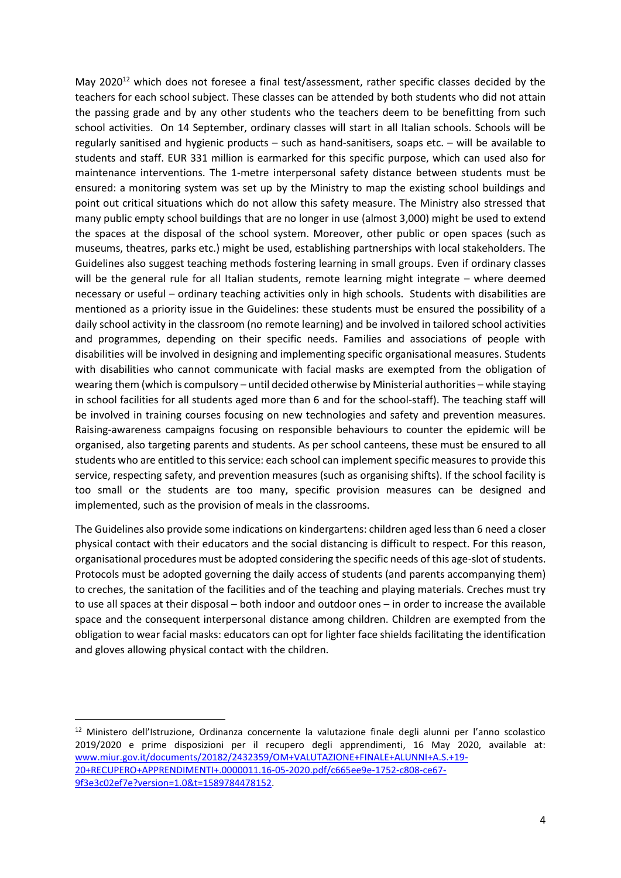May 2020[12] which does not foresee a final test/assessment, rather specific classes decided by the teachers for each school subject. These classes can be attended by both students who did not attain the passing grade and by any other students who the teachers deem to be benefitting from such school activities. On 14 September, ordinary classes will start in all Italian schools. Schools will be regularly sanitised and hygienic products – such as hand-sanitisers, soaps etc. – will be available to students and staff. EUR 331 million is earmarked for this specific purpose, which can used also for maintenance interventions. The 1-metre interpersonal safety distance between students must be ensured: a monitoring system was set up by the Ministry to map the existing school buildings and point out critical situations which do not allow this safety measure. The Ministry also stressed that many public empty school buildings that are no longer in use (almost 3,000) might be used to extend the spaces at the disposal of the school system. Moreover, other public or open spaces (such as museums, theatres, parks etc.) might be used, establishing partnerships with local stakeholders. The Guidelines also suggest teaching methods fostering learning in small groups. Even if ordinary classes will be the general rule for all Italian students, remote learning might integrate – where deemed necessary or useful – ordinary teaching activities only in high schools. Students with disabilities are mentioned as a priority issue in the Guidelines: these students must be ensured the possibility of a daily school activity in the classroom (no remote learning) and be involved in tailored school activities and programmes, depending on their specific needs. Families and associations of people with disabilities will be involved in designing and implementing specific organisational measures. Students with disabilities who cannot communicate with facial masks are exempted from the obligation of wearing them (which is compulsory – until decided otherwise by Ministerial authorities – while staying in school facilities for all students aged more than 6 and for the school-staff). The teaching staff will be involved in training courses focusing on new technologies and safety and prevention measures. Raising-awareness campaigns focusing on responsible behaviours to counter the epidemic will be organised, also targeting parents and students. As per school canteens, these must be ensured to all students who are entitled to this service: each school can implement specific measures to provide this service, respecting safety, and prevention measures (such as organising shifts). If the school facility is too small or the students are too many, specific provision measures can be designed and implemented, such as the provision of meals in the classrooms.

The Guidelines also provide some indications on kindergartens: children aged less than 6 need a closer physical contact with their educators and the social distancing is difficult to respect. For this reason, organisational procedures must be adopted considering the specific needs of this age-slot of students. Protocols must be adopted governing the daily access of students (and parents accompanying them) to creches, the sanitation of the facilities and of the teaching and playing materials. Creches must try to use all spaces at their disposal – both indoor and outdoor ones – in order to increase the available space and the consequent interpersonal distance among children. Children are exempted from the obligation to wear facial masks: educators can opt for lighter face shields facilitating the identification and gloves allowing physical contact with the children.

[12] Ministero dell'Istruzione, Ordinanza concernente la valutazione finale degli alunni per l'anno scolastico 2019/2020 e prime disposizioni per il recupero degli apprendimenti, 16 May 2020, available at: www.miur.gov.it/documents/20182/2432359/OM+VALUTAZIONE+FINALE+ALUNNI+A.S.+19-20+RECUPERO+APPRENDIMENTI+.0000011.16-05-2020.pdf/c665ee9e-1752-c808-ce67-9f3e3c02ef7e?version=1.0&t=1589784478152.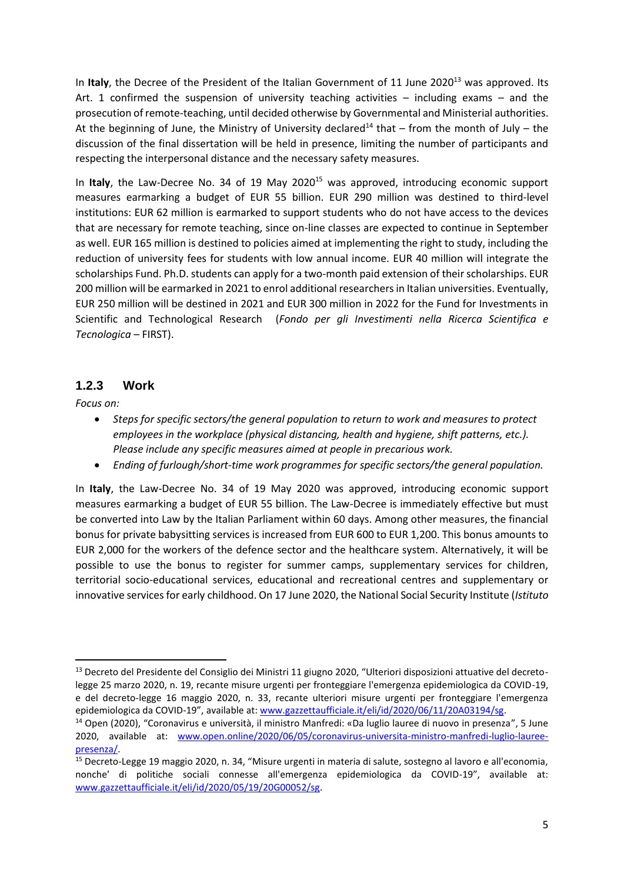In **Italy**, the Decree of the President of the Italian Government of 11 June 2020[13] was approved. Its Art. 1 confirmed the suspension of university teaching activities – including exams – and the prosecution of remote-teaching, until decided otherwise by Governmental and Ministerial authorities. At the beginning of June, the Ministry of University declared[14] that – from the month of July – the discussion of the final dissertation will be held in presence, limiting the number of participants and respecting the interpersonal distance and the necessary safety measures.

In **Italy**, the Law-Decree No. 34 of 19 May 2020[15] was approved, introducing economic support measures earmarking a budget of EUR 55 billion. EUR 290 million was destined to third-level institutions: EUR 62 million is earmarked to support students who do not have access to the devices that are necessary for remote teaching, since on-line classes are expected to continue in September as well. EUR 165 million is destined to policies aimed at implementing the right to study, including the reduction of university fees for students with low annual income. EUR 40 million will integrate the scholarships Fund. Ph.D. students can apply for a two-month paid extension of their scholarships. EUR 200 million will be earmarked in 2021 to enrol additional researchers in Italian universities. Eventually, EUR 250 million will be destined in 2021 and EUR 300 million in 2022 for the Fund for Investments in Scientific and Technological Research (*Fondo per gli Investimenti nella Ricerca Scientifica e Tecnologica* – FIRST).

### 1.2.3 Work

*Focus on:*

- *Steps for specific sectors/the general population to return to work and measures to protect employees in the workplace (physical distancing, health and hygiene, shift patterns, etc.). Please include any specific measures aimed at people in precarious work.*
- *Ending of furlough/short-time work programmes for specific sectors/the general population.*

In **Italy**, the Law-Decree No. 34 of 19 May 2020 was approved, introducing economic support measures earmarking a budget of EUR 55 billion. The Law-Decree is immediately effective but must be converted into Law by the Italian Parliament within 60 days. Among other measures, the financial bonus for private babysitting services is increased from EUR 600 to EUR 1,200. This bonus amounts to EUR 2,000 for the workers of the defence sector and the healthcare system. Alternatively, it will be possible to use the bonus to register for summer camps, supplementary services for children, territorial socio-educational services, educational and recreational centres and supplementary or innovative services for early childhood. On 17 June 2020, the National Social Security Institute (*Istituto*

---

[13] Decreto del Presidente del Consiglio dei Ministri 11 giugno 2020, "Ulteriori disposizioni attuative del decreto-legge 25 marzo 2020, n. 19, recante misure urgenti per fronteggiare l'emergenza epidemiologica da COVID-19, e del decreto-legge 16 maggio 2020, n. 33, recante ulteriori misure urgenti per fronteggiare l'emergenza epidemiologica da COVID-19", available at: www.gazzettaufficiale.it/eli/id/2020/06/11/20A03194/sg.

[14] Open (2020), "Coronavirus e università, il ministro Manfredi: «Da luglio lauree di nuovo in presenza", 5 June 2020, available at: www.open.online/2020/06/05/coronavirus-universita-ministro-manfredi-luglio-lauree-presenza/.

[15] Decreto-Legge 19 maggio 2020, n. 34, "Misure urgenti in materia di salute, sostegno al lavoro e all'economia, nonche' di politiche sociali connesse all'emergenza epidemiologica da COVID-19", available at: www.gazzettaufficiale.it/eli/id/2020/05/19/20G00052/sg.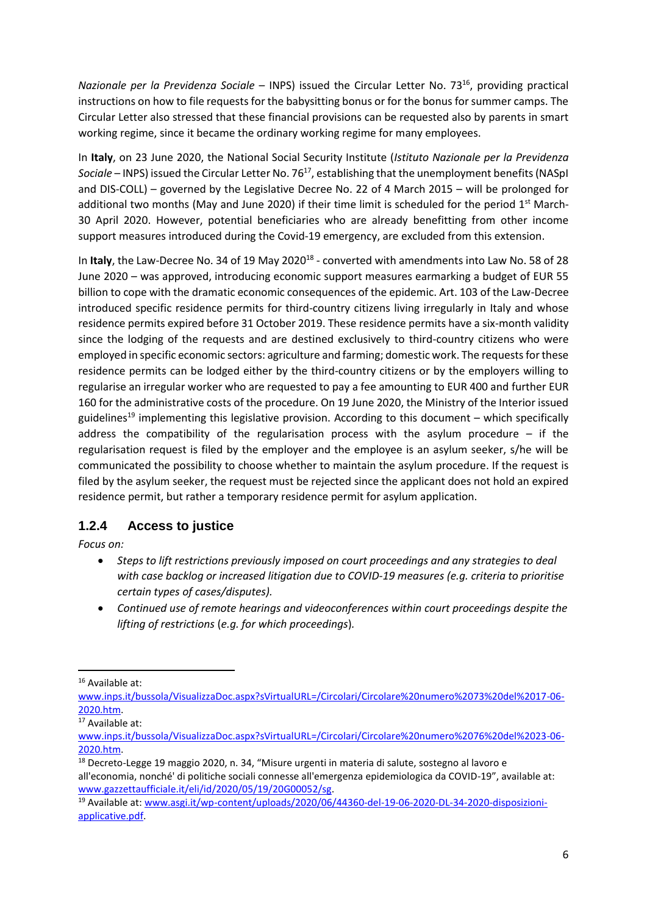*Nazionale per la Previdenza Sociale* – INPS) issued the Circular Letter No. 73[16], providing practical instructions on how to file requests for the babysitting bonus or for the bonus for summer camps. The Circular Letter also stressed that these financial provisions can be requested also by parents in smart working regime, since it became the ordinary working regime for many employees.

In **Italy**, on 23 June 2020, the National Social Security Institute (*Istituto Nazionale per la Previdenza Sociale* – INPS) issued the Circular Letter No. 76[17], establishing that the unemployment benefits (NASpI and DIS-COLL) – governed by the Legislative Decree No. 22 of 4 March 2015 – will be prolonged for additional two months (May and June 2020) if their time limit is scheduled for the period 1st March-30 April 2020. However, potential beneficiaries who are already benefitting from other income support measures introduced during the Covid-19 emergency, are excluded from this extension.

In **Italy**, the Law-Decree No. 34 of 19 May 2020[18] - converted with amendments into Law No. 58 of 28 June 2020 – was approved, introducing economic support measures earmarking a budget of EUR 55 billion to cope with the dramatic economic consequences of the epidemic. Art. 103 of the Law-Decree introduced specific residence permits for third-country citizens living irregularly in Italy and whose residence permits expired before 31 October 2019. These residence permits have a six-month validity since the lodging of the requests and are destined exclusively to third-country citizens who were employed in specific economic sectors: agriculture and farming; domestic work. The requests for these residence permits can be lodged either by the third-country citizens or by the employers willing to regularise an irregular worker who are requested to pay a fee amounting to EUR 400 and further EUR 160 for the administrative costs of the procedure. On 19 June 2020, the Ministry of the Interior issued guidelines[19] implementing this legislative provision. According to this document – which specifically address the compatibility of the regularisation process with the asylum procedure – if the regularisation request is filed by the employer and the employee is an asylum seeker, s/he will be communicated the possibility to choose whether to maintain the asylum procedure. If the request is filed by the asylum seeker, the request must be rejected since the applicant does not hold an expired residence permit, but rather a temporary residence permit for asylum application.

### 1.2.4 Access to justice

*Focus on:*

- *Steps to lift restrictions previously imposed on court proceedings and any strategies to deal with case backlog or increased litigation due to COVID-19 measures (e.g. criteria to prioritise certain types of cases/disputes).*
- *Continued use of remote hearings and videoconferences within court proceedings despite the lifting of restrictions* (*e.g. for which proceedings*).

---

[16] Available at: www.inps.it/bussola/VisualizzaDoc.aspx?sVirtualURL=/Circolari/Circolare%20numero%2073%20del%2017-06-2020.htm.

[17] Available at: www.inps.it/bussola/VisualizzaDoc.aspx?sVirtualURL=/Circolari/Circolare%20numero%2076%20del%2023-06-2020.htm.

[18] Decreto-Legge 19 maggio 2020, n. 34, "Misure urgenti in materia di salute, sostegno al lavoro e all'economia, nonché' di politiche sociali connesse all'emergenza epidemiologica da COVID-19", available at: www.gazzettaufficiale.it/eli/id/2020/05/19/20G00052/sg.

[19] Available at: www.asgi.it/wp-content/uploads/2020/06/44360-del-19-06-2020-DL-34-2020-disposizioni-applicative.pdf.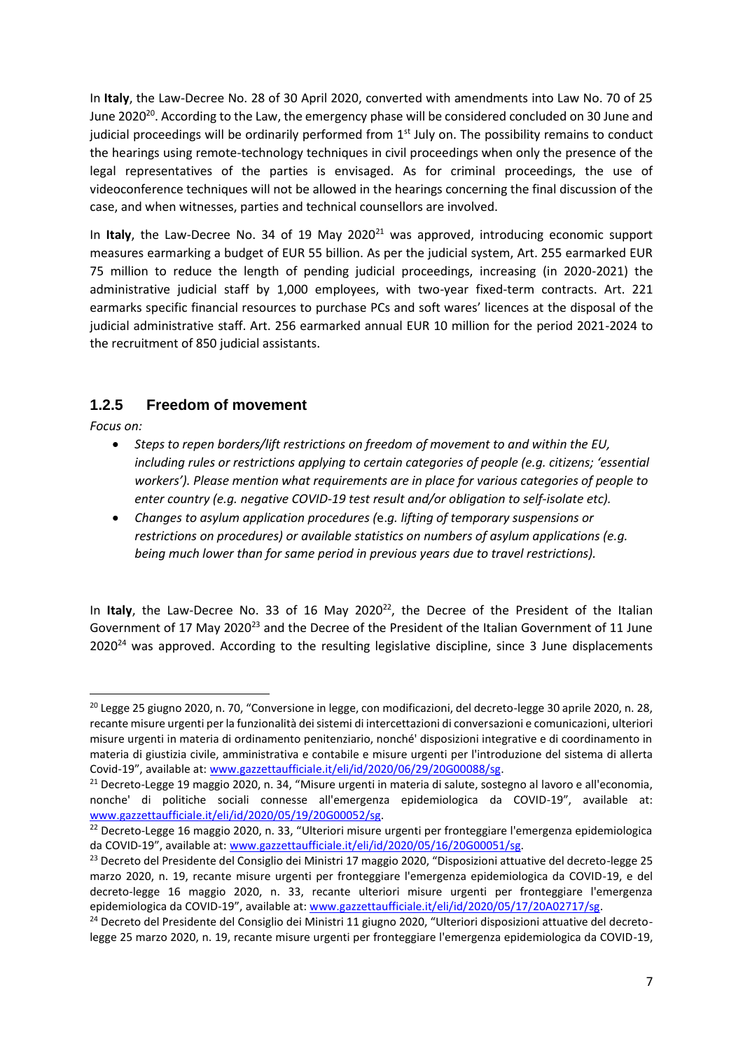In **Italy**, the Law-Decree No. 28 of 30 April 2020, converted with amendments into Law No. 70 of 25 June 2020[20]. According to the Law, the emergency phase will be considered concluded on 30 June and judicial proceedings will be ordinarily performed from 1st July on. The possibility remains to conduct the hearings using remote-technology techniques in civil proceedings when only the presence of the legal representatives of the parties is envisaged. As for criminal proceedings, the use of videoconference techniques will not be allowed in the hearings concerning the final discussion of the case, and when witnesses, parties and technical counsellors are involved.

In **Italy**, the Law-Decree No. 34 of 19 May 2020[21] was approved, introducing economic support measures earmarking a budget of EUR 55 billion. As per the judicial system, Art. 255 earmarked EUR 75 million to reduce the length of pending judicial proceedings, increasing (in 2020-2021) the administrative judicial staff by 1,000 employees, with two-year fixed-term contracts. Art. 221 earmarks specific financial resources to purchase PCs and soft wares' licences at the disposal of the judicial administrative staff. Art. 256 earmarked annual EUR 10 million for the period 2021-2024 to the recruitment of 850 judicial assistants.

### 1.2.5 Freedom of movement

*Focus on:*

- *Steps to repen borders/lift restrictions on freedom of movement to and within the EU, including rules or restrictions applying to certain categories of people (e.g. citizens; 'essential workers'). Please mention what requirements are in place for various categories of people to enter country (e.g. negative COVID-19 test result and/or obligation to self-isolate etc).*
- *Changes to asylum application procedures (e.g. lifting of temporary suspensions or restrictions on procedures) or available statistics on numbers of asylum applications (e.g. being much lower than for same period in previous years due to travel restrictions).*

In **Italy**, the Law-Decree No. 33 of 16 May 2020[22], the Decree of the President of the Italian Government of 17 May 2020[23] and the Decree of the President of the Italian Government of 11 June 2020[24] was approved. According to the resulting legislative discipline, since 3 June displacements

---

[20] Legge 25 giugno 2020, n. 70, "Conversione in legge, con modificazioni, del decreto-legge 30 aprile 2020, n. 28, recante misure urgenti per la funzionalità dei sistemi di intercettazioni di conversazioni e comunicazioni, ulteriori misure urgenti in materia di ordinamento penitenziario, nonché' disposizioni integrative e di coordinamento in materia di giustizia civile, amministrativa e contabile e misure urgenti per l'introduzione del sistema di allerta Covid-19", available at: [www.gazzettaufficiale.it/eli/id/2020/06/29/20G00088/sg](http://www.gazzettaufficiale.it/eli/id/2020/06/29/20G00088/sg).

[21] Decreto-Legge 19 maggio 2020, n. 34, "Misure urgenti in materia di salute, sostegno al lavoro e all'economia, nonche' di politiche sociali connesse all'emergenza epidemiologica da COVID-19", available at: [www.gazzettaufficiale.it/eli/id/2020/05/19/20G00052/sg](http://www.gazzettaufficiale.it/eli/id/2020/05/19/20G00052/sg).

[22] Decreto-Legge 16 maggio 2020, n. 33, "Ulteriori misure urgenti per fronteggiare l'emergenza epidemiologica da COVID-19", available at: [www.gazzettaufficiale.it/eli/id/2020/05/16/20G00051/sg](http://www.gazzettaufficiale.it/eli/id/2020/05/16/20G00051/sg).

[23] Decreto del Presidente del Consiglio dei Ministri 17 maggio 2020, "Disposizioni attuative del decreto-legge 25 marzo 2020, n. 19, recante misure urgenti per fronteggiare l'emergenza epidemiologica da COVID-19, e del decreto-legge 16 maggio 2020, n. 33, recante ulteriori misure urgenti per fronteggiare l'emergenza epidemiologica da COVID-19", available at: [www.gazzettaufficiale.it/eli/id/2020/05/17/20A02717/sg](http://www.gazzettaufficiale.it/eli/id/2020/05/17/20A02717/sg).

[24] Decreto del Presidente del Consiglio dei Ministri 11 giugno 2020, "Ulteriori disposizioni attuative del decreto-legge 25 marzo 2020, n. 19, recante misure urgenti per fronteggiare l'emergenza epidemiologica da COVID-19,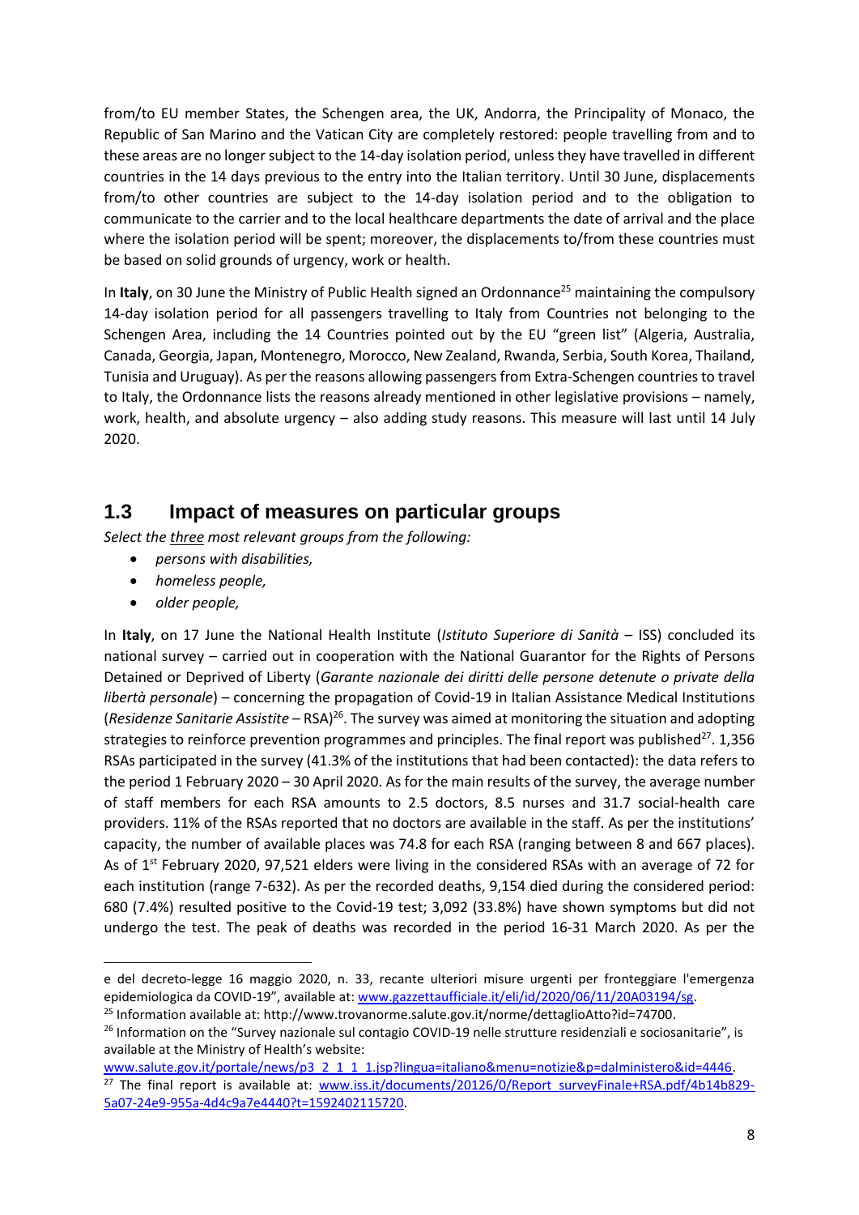from/to EU member States, the Schengen area, the UK, Andorra, the Principality of Monaco, the Republic of San Marino and the Vatican City are completely restored: people travelling from and to these areas are no longer subject to the 14-day isolation period, unless they have travelled in different countries in the 14 days previous to the entry into the Italian territory. Until 30 June, displacements from/to other countries are subject to the 14-day isolation period and to the obligation to communicate to the carrier and to the local healthcare departments the date of arrival and the place where the isolation period will be spent; moreover, the displacements to/from these countries must be based on solid grounds of urgency, work or health.

In **Italy**, on 30 June the Ministry of Public Health signed an Ordonnance[25] maintaining the compulsory 14-day isolation period for all passengers travelling to Italy from Countries not belonging to the Schengen Area, including the 14 Countries pointed out by the EU "green list" (Algeria, Australia, Canada, Georgia, Japan, Montenegro, Morocco, New Zealand, Rwanda, Serbia, South Korea, Thailand, Tunisia and Uruguay). As per the reasons allowing passengers from Extra-Schengen countries to travel to Italy, the Ordonnance lists the reasons already mentioned in other legislative provisions – namely, work, health, and absolute urgency – also adding study reasons. This measure will last until 14 July 2020.

## 1.3 Impact of measures on particular groups

*Select the three most relevant groups from the following:*

- *persons with disabilities,*
- *homeless people,*
- *older people,*

In **Italy**, on 17 June the National Health Institute (*Istituto Superiore di Sanità* – ISS) concluded its national survey – carried out in cooperation with the National Guarantor for the Rights of Persons Detained or Deprived of Liberty (*Garante nazionale dei diritti delle persone detenute o private della libertà personale*) – concerning the propagation of Covid-19 in Italian Assistance Medical Institutions (*Residenze Sanitarie Assistite* – RSA)[26]. The survey was aimed at monitoring the situation and adopting strategies to reinforce prevention programmes and principles. The final report was published[27]. 1,356 RSAs participated in the survey (41.3% of the institutions that had been contacted): the data refers to the period 1 February 2020 – 30 April 2020. As for the main results of the survey, the average number of staff members for each RSA amounts to 2.5 doctors, 8.5 nurses and 31.7 social-health care providers. 11% of the RSAs reported that no doctors are available in the staff. As per the institutions' capacity, the number of available places was 74.8 for each RSA (ranging between 8 and 667 places). As of 1st February 2020, 97,521 elders were living in the considered RSAs with an average of 72 for each institution (range 7-632). As per the recorded deaths, 9,154 died during the considered period: 680 (7.4%) resulted positive to the Covid-19 test; 3,092 (33.8%) have shown symptoms but did not undergo the test. The peak of deaths was recorded in the period 16-31 March 2020. As per the

---

e del decreto-legge 16 maggio 2020, n. 33, recante ulteriori misure urgenti per fronteggiare l'emergenza epidemiologica da COVID-19", available at: www.gazzettaufficiale.it/eli/id/2020/06/11/20A03194/sg.

[25] Information available at: http://www.trovanorme.salute.gov.it/norme/dettaglioAtto?id=74700.

[26] Information on the "Survey nazionale sul contagio COVID-19 nelle strutture residenziali e sociosanitarie", is available at the Ministry of Health's website: www.salute.gov.it/portale/news/p3_2_1_1_1.jsp?lingua=italiano&menu=notizie&p=dalministero&id=4446.

[27] The final report is available at: www.iss.it/documents/20126/0/Report_surveyFinale+RSA.pdf/4b14b829-5a07-24e9-955a-4d4c9a7e4440?t=1592402115720.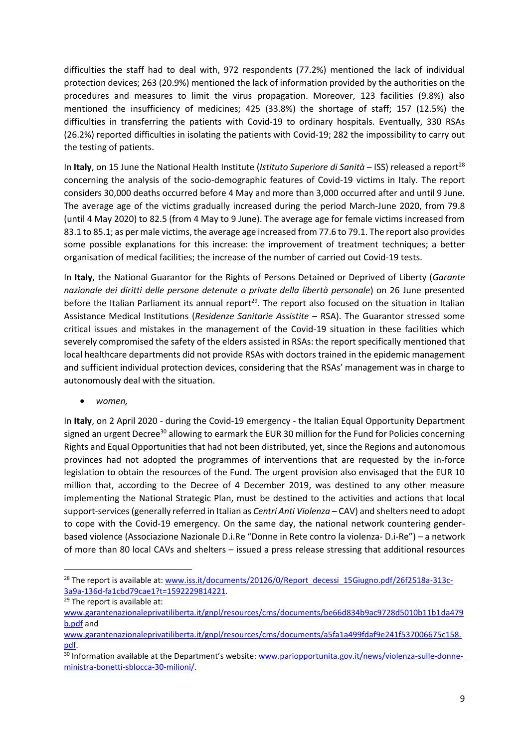difficulties the staff had to deal with, 972 respondents (77.2%) mentioned the lack of individual protection devices; 263 (20.9%) mentioned the lack of information provided by the authorities on the procedures and measures to limit the virus propagation. Moreover, 123 facilities (9.8%) also mentioned the insufficiency of medicines; 425 (33.8%) the shortage of staff; 157 (12.5%) the difficulties in transferring the patients with Covid-19 to ordinary hospitals. Eventually, 330 RSAs (26.2%) reported difficulties in isolating the patients with Covid-19; 282 the impossibility to carry out the testing of patients.

In **Italy**, on 15 June the National Health Institute (*Istituto Superiore di Sanità* – ISS) released a report[28] concerning the analysis of the socio-demographic features of Covid-19 victims in Italy. The report considers 30,000 deaths occurred before 4 May and more than 3,000 occurred after and until 9 June. The average age of the victims gradually increased during the period March-June 2020, from 79.8 (until 4 May 2020) to 82.5 (from 4 May to 9 June). The average age for female victims increased from 83.1 to 85.1; as per male victims, the average age increased from 77.6 to 79.1. The report also provides some possible explanations for this increase: the improvement of treatment techniques; a better organisation of medical facilities; the increase of the number of carried out Covid-19 tests.

In **Italy**, the National Guarantor for the Rights of Persons Detained or Deprived of Liberty (*Garante nazionale dei diritti delle persone detenute o private della libertà personale*) on 26 June presented before the Italian Parliament its annual report[29]. The report also focused on the situation in Italian Assistance Medical Institutions (*Residenze Sanitarie Assistite* – RSA). The Guarantor stressed some critical issues and mistakes in the management of the Covid-19 situation in these facilities which severely compromised the safety of the elders assisted in RSAs: the report specifically mentioned that local healthcare departments did not provide RSAs with doctors trained in the epidemic management and sufficient individual protection devices, considering that the RSAs' management was in charge to autonomously deal with the situation.

- *women,*

In **Italy**, on 2 April 2020 - during the Covid-19 emergency - the Italian Equal Opportunity Department signed an urgent Decree[30] allowing to earmark the EUR 30 million for the Fund for Policies concerning Rights and Equal Opportunities that had not been distributed, yet, since the Regions and autonomous provinces had not adopted the programmes of interventions that are requested by the in-force legislation to obtain the resources of the Fund. The urgent provision also envisaged that the EUR 10 million that, according to the Decree of 4 December 2019, was destined to any other measure implementing the National Strategic Plan, must be destined to the activities and actions that local support-services (generally referred in Italian as *Centri Anti Violenza* – CAV) and shelters need to adopt to cope with the Covid-19 emergency. On the same day, the national network countering gender-based violence (Associazione Nazionale D.i.Re "Donne in Rete contro la violenza- D.i-Re") – a network of more than 80 local CAVs and shelters – issued a press release stressing that additional resources

---

[28] The report is available at: www.iss.it/documents/20126/0/Report_decessi_15Giugno.pdf/26f2518a-313c-3a9a-136d-fa1cbd79cae1?t=1592229814221.

[29] The report is available at: www.garantenazionaleprivatiliberta.it/gnpl/resources/cms/documents/be66d834b9ac9728d5010b11b1da479b.pdf and www.garantenazionaleprivatiliberta.it/gnpl/resources/cms/documents/a5fa1a499fdaf9e241f537006675c158.pdf.

[30] Information available at the Department's website: www.pariopportunita.gov.it/news/violenza-sulle-donne-ministra-bonetti-sblocca-30-milioni/.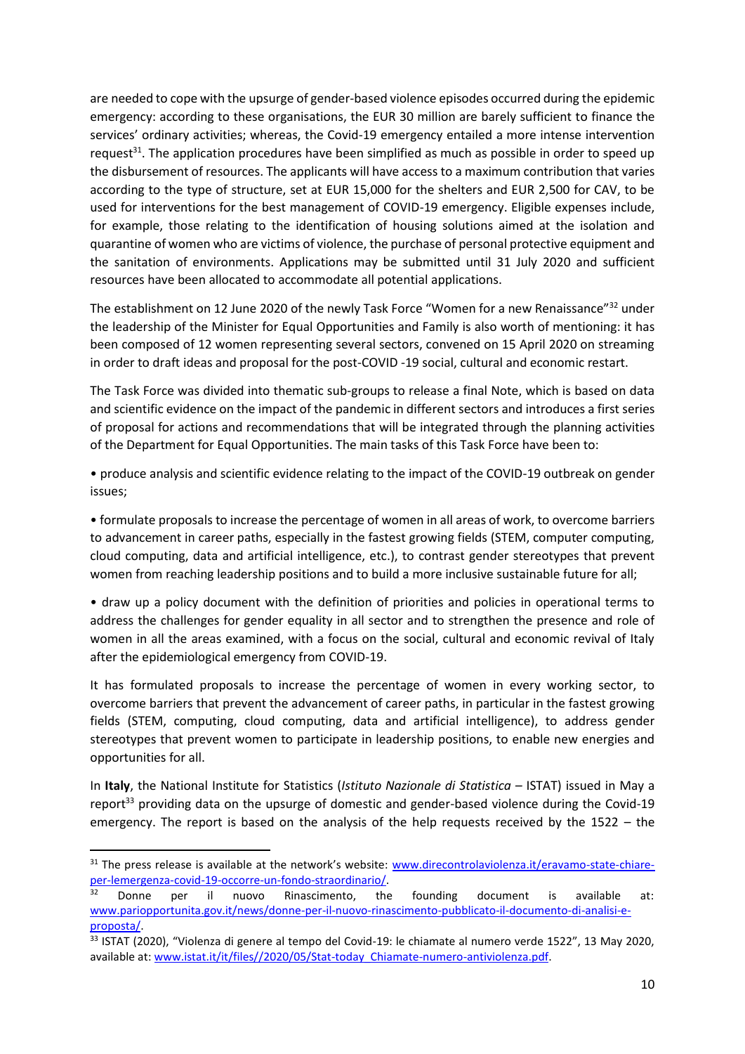are needed to cope with the upsurge of gender-based violence episodes occurred during the epidemic emergency: according to these organisations, the EUR 30 million are barely sufficient to finance the services' ordinary activities; whereas, the Covid-19 emergency entailed a more intense intervention request[31]. The application procedures have been simplified as much as possible in order to speed up the disbursement of resources. The applicants will have access to a maximum contribution that varies according to the type of structure, set at EUR 15,000 for the shelters and EUR 2,500 for CAV, to be used for interventions for the best management of COVID-19 emergency. Eligible expenses include, for example, those relating to the identification of housing solutions aimed at the isolation and quarantine of women who are victims of violence, the purchase of personal protective equipment and the sanitation of environments. Applications may be submitted until 31 July 2020 and sufficient resources have been allocated to accommodate all potential applications.

The establishment on 12 June 2020 of the newly Task Force "Women for a new Renaissance"[32] under the leadership of the Minister for Equal Opportunities and Family is also worth of mentioning: it has been composed of 12 women representing several sectors, convened on 15 April 2020 on streaming in order to draft ideas and proposal for the post-COVID -19 social, cultural and economic restart.

The Task Force was divided into thematic sub-groups to release a final Note, which is based on data and scientific evidence on the impact of the pandemic in different sectors and introduces a first series of proposal for actions and recommendations that will be integrated through the planning activities of the Department for Equal Opportunities. The main tasks of this Task Force have been to:

• produce analysis and scientific evidence relating to the impact of the COVID-19 outbreak on gender issues;

• formulate proposals to increase the percentage of women in all areas of work, to overcome barriers to advancement in career paths, especially in the fastest growing fields (STEM, computer computing, cloud computing, data and artificial intelligence, etc.), to contrast gender stereotypes that prevent women from reaching leadership positions and to build a more inclusive sustainable future for all;

• draw up a policy document with the definition of priorities and policies in operational terms to address the challenges for gender equality in all sector and to strengthen the presence and role of women in all the areas examined, with a focus on the social, cultural and economic revival of Italy after the epidemiological emergency from COVID-19.

It has formulated proposals to increase the percentage of women in every working sector, to overcome barriers that prevent the advancement of career paths, in particular in the fastest growing fields (STEM, computing, cloud computing, data and artificial intelligence), to address gender stereotypes that prevent women to participate in leadership positions, to enable new energies and opportunities for all.

In **Italy**, the National Institute for Statistics (*Istituto Nazionale di Statistica* – ISTAT) issued in May a report[33] providing data on the upsurge of domestic and gender-based violence during the Covid-19 emergency. The report is based on the analysis of the help requests received by the 1522 – the

---

[31] The press release is available at the network's website: www.direcontrolaviolenza.it/eravamo-state-chiare-per-lemergenza-covid-19-occorre-un-fondo-straordinario/.

[32] Donne per il nuovo Rinascimento, the founding document is available at: www.pariopportunita.gov.it/news/donne-per-il-nuovo-rinascimento-pubblicato-il-documento-di-analisi-e-proposta/.

[33] ISTAT (2020), "Violenza di genere al tempo del Covid-19: le chiamate al numero verde 1522", 13 May 2020, available at: www.istat.it/it/files//2020/05/Stat-today_Chiamate-numero-antiviolenza.pdf.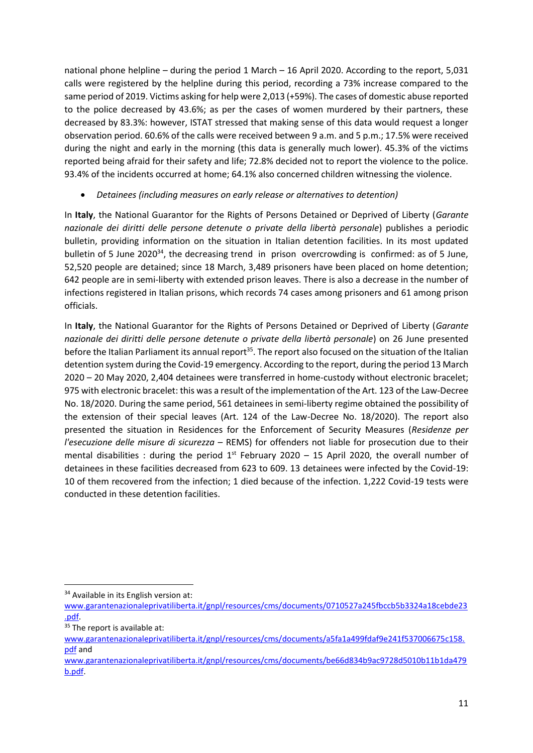national phone helpline – during the period 1 March – 16 April 2020. According to the report, 5,031 calls were registered by the helpline during this period, recording a 73% increase compared to the same period of 2019. Victims asking for help were 2,013 (+59%). The cases of domestic abuse reported to the police decreased by 43.6%; as per the cases of women murdered by their partners, these decreased by 83.3%: however, ISTAT stressed that making sense of this data would request a longer observation period. 60.6% of the calls were received between 9 a.m. and 5 p.m.; 17.5% were received during the night and early in the morning (this data is generally much lower). 45.3% of the victims reported being afraid for their safety and life; 72.8% decided not to report the violence to the police. 93.4% of the incidents occurred at home; 64.1% also concerned children witnessing the violence.

- *Detainees (including measures on early release or alternatives to detention)*

In **Italy**, the National Guarantor for the Rights of Persons Detained or Deprived of Liberty (*Garante nazionale dei diritti delle persone detenute o private della libertà personale*) publishes a periodic bulletin, providing information on the situation in Italian detention facilities. In its most updated bulletin of 5 June 2020[34], the decreasing trend in prison overcrowding is confirmed: as of 5 June, 52,520 people are detained; since 18 March, 3,489 prisoners have been placed on home detention; 642 people are in semi-liberty with extended prison leaves. There is also a decrease in the number of infections registered in Italian prisons, which records 74 cases among prisoners and 61 among prison officials.

In **Italy**, the National Guarantor for the Rights of Persons Detained or Deprived of Liberty (*Garante nazionale dei diritti delle persone detenute o private della libertà personale*) on 26 June presented before the Italian Parliament its annual report[35]. The report also focused on the situation of the Italian detention system during the Covid-19 emergency. According to the report, during the period 13 March 2020 – 20 May 2020, 2,404 detainees were transferred in home-custody without electronic bracelet; 975 with electronic bracelet: this was a result of the implementation of the Art. 123 of the Law-Decree No. 18/2020. During the same period, 561 detainees in semi-liberty regime obtained the possibility of the extension of their special leaves (Art. 124 of the Law-Decree No. 18/2020). The report also presented the situation in Residences for the Enforcement of Security Measures (*Residenze per l'esecuzione delle misure di sicurezza* – REMS) for offenders not liable for prosecution due to their mental disabilities : during the period 1st February 2020 – 15 April 2020, the overall number of detainees in these facilities decreased from 623 to 609. 13 detainees were infected by the Covid-19: 10 of them recovered from the infection; 1 died because of the infection. 1,222 Covid-19 tests were conducted in these detention facilities.

---

[34] Available in its English version at: www.garantenazionaleprivatiliberta.it/gnpl/resources/cms/documents/0710527a245fbccb5b3324a18cebde23.pdf.

[35] The report is available at: www.garantenazionaleprivatiliberta.it/gnpl/resources/cms/documents/a5fa1a499fdaf9e241f537006675c158.pdf and www.garantenazionaleprivatiliberta.it/gnpl/resources/cms/documents/be66d834b9ac9728d5010b11b1da479b.pdf.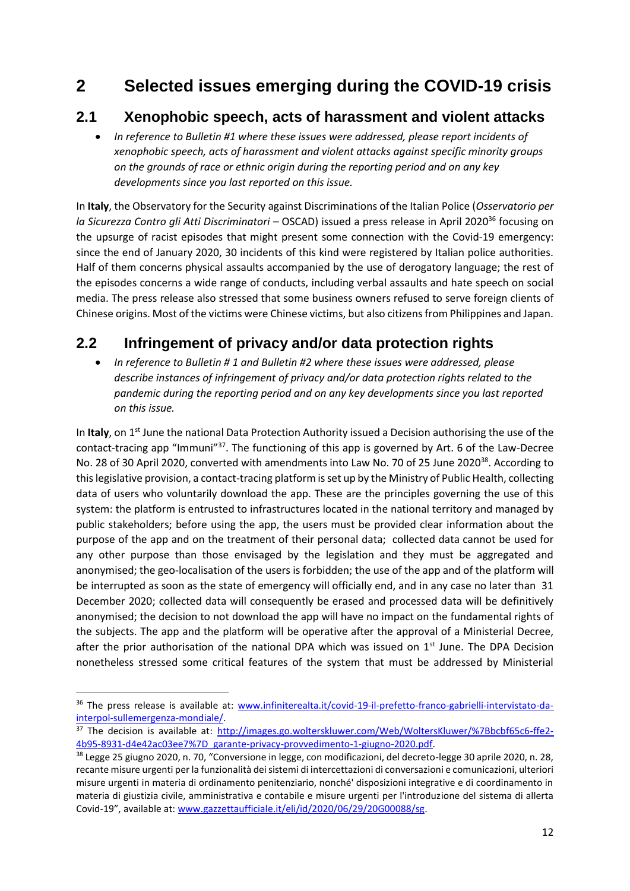# 2 Selected issues emerging during the COVID-19 crisis

## 2.1 Xenophobic speech, acts of harassment and violent attacks

- *In reference to Bulletin #1 where these issues were addressed, please report incidents of xenophobic speech, acts of harassment and violent attacks against specific minority groups on the grounds of race or ethnic origin during the reporting period and on any key developments since you last reported on this issue.*

In **Italy**, the Observatory for the Security against Discriminations of the Italian Police (*Osservatorio per la Sicurezza Contro gli Atti Discriminatori* – OSCAD) issued a press release in April 2020[36] focusing on the upsurge of racist episodes that might present some connection with the Covid-19 emergency: since the end of January 2020, 30 incidents of this kind were registered by Italian police authorities. Half of them concerns physical assaults accompanied by the use of derogatory language; the rest of the episodes concerns a wide range of conducts, including verbal assaults and hate speech on social media. The press release also stressed that some business owners refused to serve foreign clients of Chinese origins. Most of the victims were Chinese victims, but also citizens from Philippines and Japan.

## 2.2 Infringement of privacy and/or data protection rights

- *In reference to Bulletin # 1 and Bulletin #2 where these issues were addressed, please describe instances of infringement of privacy and/or data protection rights related to the pandemic during the reporting period and on any key developments since you last reported on this issue.*

In **Italy**, on 1st June the national Data Protection Authority issued a Decision authorising the use of the contact-tracing app "Immuni"[37]. The functioning of this app is governed by Art. 6 of the Law-Decree No. 28 of 30 April 2020, converted with amendments into Law No. 70 of 25 June 2020[38]. According to this legislative provision, a contact-tracing platform is set up by the Ministry of Public Health, collecting data of users who voluntarily download the app. These are the principles governing the use of this system: the platform is entrusted to infrastructures located in the national territory and managed by public stakeholders; before using the app, the users must be provided clear information about the purpose of the app and on the treatment of their personal data; collected data cannot be used for any other purpose than those envisaged by the legislation and they must be aggregated and anonymised; the geo-localisation of the users is forbidden; the use of the app and of the platform will be interrupted as soon as the state of emergency will officially end, and in any case no later than 31 December 2020; collected data will consequently be erased and processed data will be definitively anonymised; the decision to not download the app will have no impact on the fundamental rights of the subjects. The app and the platform will be operative after the approval of a Ministerial Decree, after the prior authorisation of the national DPA which was issued on 1st June. The DPA Decision nonetheless stressed some critical features of the system that must be addressed by Ministerial

---

[36] The press release is available at: www.infiniterealta.it/covid-19-il-prefetto-franco-gabrielli-intervistato-da-interpol-sullemergenza-mondiale/.

[37] The decision is available at: http://images.go.wolterskluwer.com/Web/WoltersKluwer/%7Bbcbf65c6-ffe2-4b95-8931-d4e42ac03ee7%7D_garante-privacy-provvedimento-1-giugno-2020.pdf.

[38] Legge 25 giugno 2020, n. 70, "Conversione in legge, con modificazioni, del decreto-legge 30 aprile 2020, n. 28, recante misure urgenti per la funzionalità dei sistemi di intercettazioni di conversazioni e comunicazioni, ulteriori misure urgenti in materia di ordinamento penitenziario, nonché' disposizioni integrative e di coordinamento in materia di giustizia civile, amministrativa e contabile e misure urgenti per l'introduzione del sistema di allerta Covid-19", available at: www.gazzettaufficiale.it/eli/id/2020/06/29/20G00088/sg.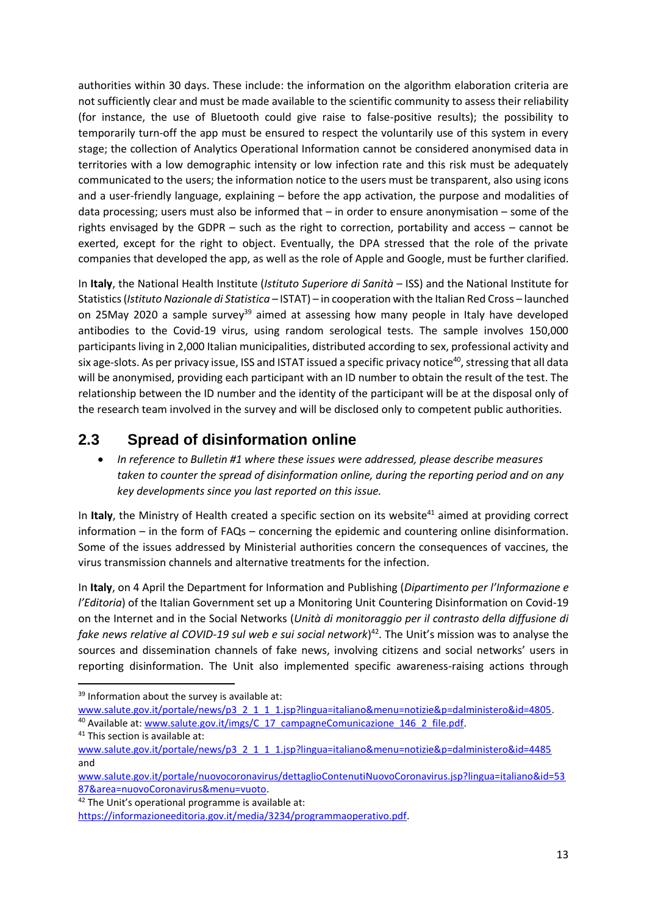authorities within 30 days. These include: the information on the algorithm elaboration criteria are not sufficiently clear and must be made available to the scientific community to assess their reliability (for instance, the use of Bluetooth could give raise to false-positive results); the possibility to temporarily turn-off the app must be ensured to respect the voluntarily use of this system in every stage; the collection of Analytics Operational Information cannot be considered anonymised data in territories with a low demographic intensity or low infection rate and this risk must be adequately communicated to the users; the information notice to the users must be transparent, also using icons and a user-friendly language, explaining – before the app activation, the purpose and modalities of data processing; users must also be informed that – in order to ensure anonymisation – some of the rights envisaged by the GDPR – such as the right to correction, portability and access – cannot be exerted, except for the right to object. Eventually, the DPA stressed that the role of the private companies that developed the app, as well as the role of Apple and Google, must be further clarified.

In **Italy**, the National Health Institute (*Istituto Superiore di Sanità* – ISS) and the National Institute for Statistics (*Istituto Nazionale di Statistica* – ISTAT) – in cooperation with the Italian Red Cross – launched on 25May 2020 a sample survey[39] aimed at assessing how many people in Italy have developed antibodies to the Covid-19 virus, using random serological tests. The sample involves 150,000 participants living in 2,000 Italian municipalities, distributed according to sex, professional activity and six age-slots. As per privacy issue, ISS and ISTAT issued a specific privacy notice[40], stressing that all data will be anonymised, providing each participant with an ID number to obtain the result of the test. The relationship between the ID number and the identity of the participant will be at the disposal only of the research team involved in the survey and will be disclosed only to competent public authorities.

## 2.3 Spread of disinformation online

- *In reference to Bulletin #1 where these issues were addressed, please describe measures taken to counter the spread of disinformation online, during the reporting period and on any key developments since you last reported on this issue.*

In **Italy**, the Ministry of Health created a specific section on its website[41] aimed at providing correct information – in the form of FAQs – concerning the epidemic and countering online disinformation. Some of the issues addressed by Ministerial authorities concern the consequences of vaccines, the virus transmission channels and alternative treatments for the infection.

In **Italy**, on 4 April the Department for Information and Publishing (*Dipartimento per l'Informazione e l'Editoria*) of the Italian Government set up a Monitoring Unit Countering Disinformation on Covid-19 on the Internet and in the Social Networks (*Unità di monitoraggio per il contrasto della diffusione di fake news relative al COVID-19 sul web e sui social network*)[42]. The Unit's mission was to analyse the sources and dissemination channels of fake news, involving citizens and social networks' users in reporting disinformation. The Unit also implemented specific awareness-raising actions through

---

[39] Information about the survey is available at: www.salute.gov.it/portale/news/p3_2_1_1_1.jsp?lingua=italiano&menu=notizie&p=dalministero&id=4805.

[40] Available at: www.salute.gov.it/imgs/C_17_campagneComunicazione_146_2_file.pdf.

[41] This section is available at: www.salute.gov.it/portale/news/p3_2_1_1_1.jsp?lingua=italiano&menu=notizie&p=dalministero&id=4485 and www.salute.gov.it/portale/nuovocoronavirus/dettaglioContenutiNuovoCoronavirus.jsp?lingua=italiano&id=5387&area=nuovoCoronavirus&menu=vuoto.

[42] The Unit's operational programme is available at: https://informazioneeditoria.gov.it/media/3234/programmaoperativo.pdf.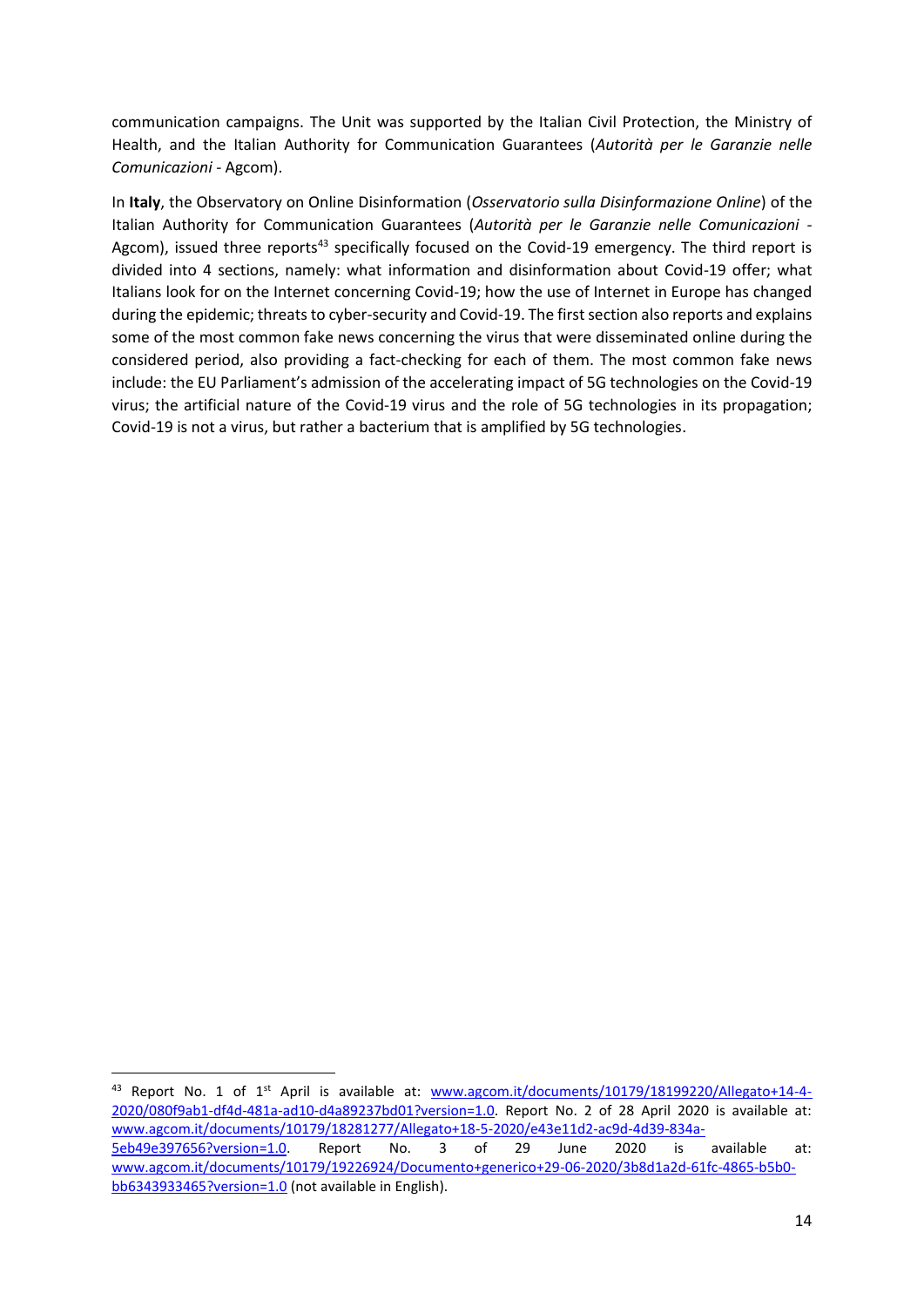communication campaigns. The Unit was supported by the Italian Civil Protection, the Ministry of Health, and the Italian Authority for Communication Guarantees (*Autorità per le Garanzie nelle Comunicazioni* - Agcom).

In **Italy**, the Observatory on Online Disinformation (*Osservatorio sulla Disinformazione Online*) of the Italian Authority for Communication Guarantees (*Autorità per le Garanzie nelle Comunicazioni* - Agcom), issued three reports[43] specifically focused on the Covid-19 emergency. The third report is divided into 4 sections, namely: what information and disinformation about Covid-19 offer; what Italians look for on the Internet concerning Covid-19; how the use of Internet in Europe has changed during the epidemic; threats to cyber-security and Covid-19. The first section also reports and explains some of the most common fake news concerning the virus that were disseminated online during the considered period, also providing a fact-checking for each of them. The most common fake news include: the EU Parliament's admission of the accelerating impact of 5G technologies on the Covid-19 virus; the artificial nature of the Covid-19 virus and the role of 5G technologies in its propagation; Covid-19 is not a virus, but rather a bacterium that is amplified by 5G technologies.

---

[43] Report No. 1 of 1st April is available at: www.agcom.it/documents/10179/18199220/Allegato+14-4-2020/080f9ab1-df4d-481a-ad10-d4a89237bd01?version=1.0. Report No. 2 of 28 April 2020 is available at: www.agcom.it/documents/10179/18281277/Allegato+18-5-2020/e43e11d2-ac9d-4d39-834a-5eb49e397656?version=1.0. Report No. 3 of 29 June 2020 is available at: www.agcom.it/documents/10179/19226924/Documento+generico+29-06-2020/3b8d1a2d-61fc-4865-b5b0-bb6343933465?version=1.0 (not available in English).